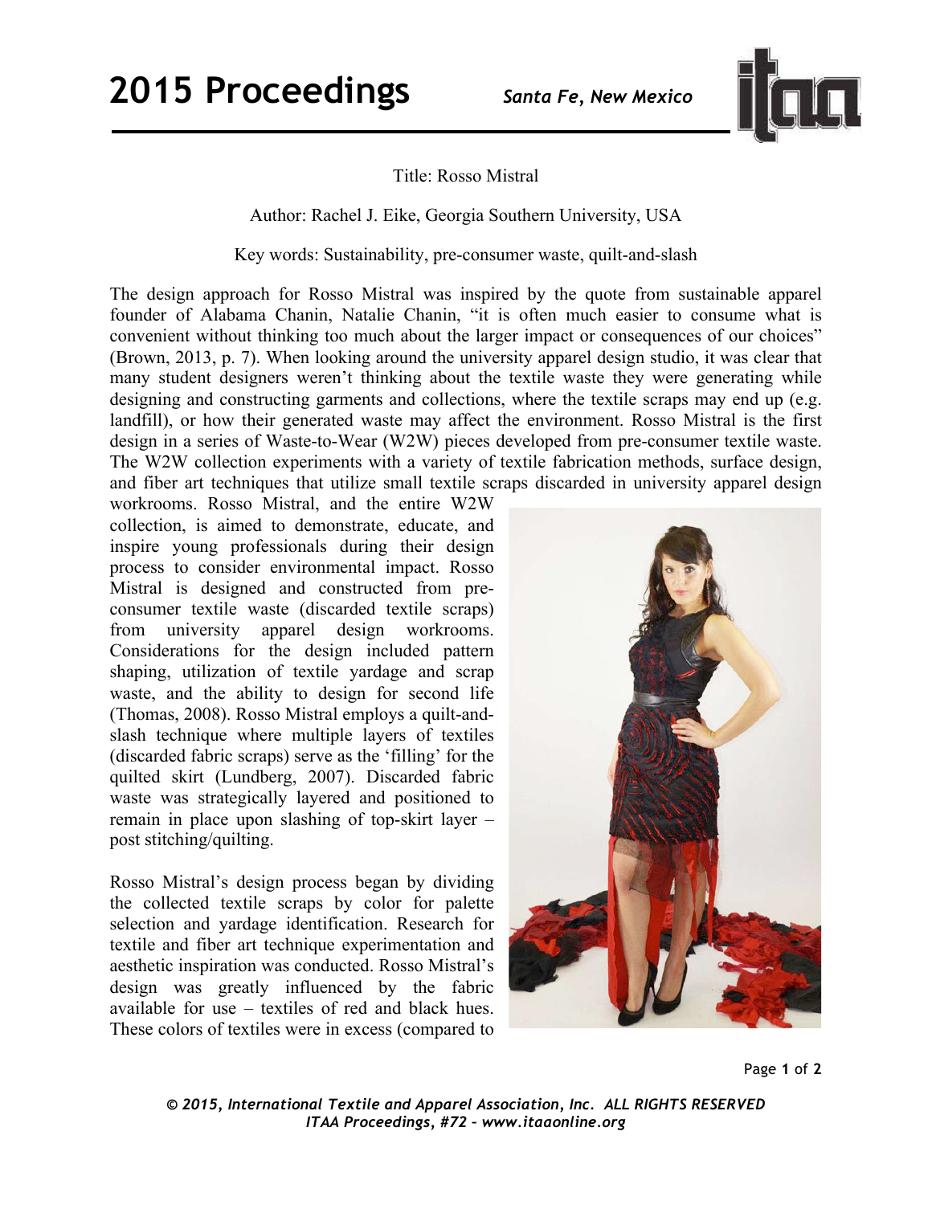Title: Rosso Mistral

Author: Rachel J. Eike, Georgia Southern University, USA

Key words: Sustainability, pre-consumer waste, quilt-and-slash

The design approach for Rosso Mistral was inspired by the quote from sustainable apparel founder of Alabama Chanin, Natalie Chanin, "it is often much easier to consume what is convenient without thinking too much about the larger impact or consequences of our choices" (Brown, 2013, p. 7). When looking around the university apparel design studio, it was clear that many student designers weren't thinking about the textile waste they were generating while designing and constructing garments and collections, where the textile scraps may end up (e.g. landfill), or how their generated waste may affect the environment. Rosso Mistral is the first design in a series of Waste-to-Wear (W2W) pieces developed from pre-consumer textile waste. The W2W collection experiments with a variety of textile fabrication methods, surface design, and fiber art techniques that utilize small textile scraps discarded in university apparel design workrooms. Rosso Mistral, and the entire W2W collection, is aimed to demonstrate, educate, and inspire young professionals during their design process to consider environmental impact. Rosso Mistral is designed and constructed from pre-consumer textile waste (discarded textile scraps) from university apparel design workrooms. Considerations for the design included pattern shaping, utilization of textile yardage and scrap waste, and the ability to design for second life (Thomas, 2008). Rosso Mistral employs a quilt-and-slash technique where multiple layers of textiles (discarded fabric scraps) serve as the 'filling' for the quilted skirt (Lundberg, 2007). Discarded fabric waste was strategically layered and positioned to remain in place upon slashing of top-skirt layer – post stitching/quilting.

Rosso Mistral's design process began by dividing the collected textile scraps by color for palette selection and yardage identification. Research for textile and fiber art technique experimentation and aesthetic inspiration was conducted. Rosso Mistral's design was greatly influenced by the fabric available for use – textiles of red and black hues. These colors of textiles were in excess (compared to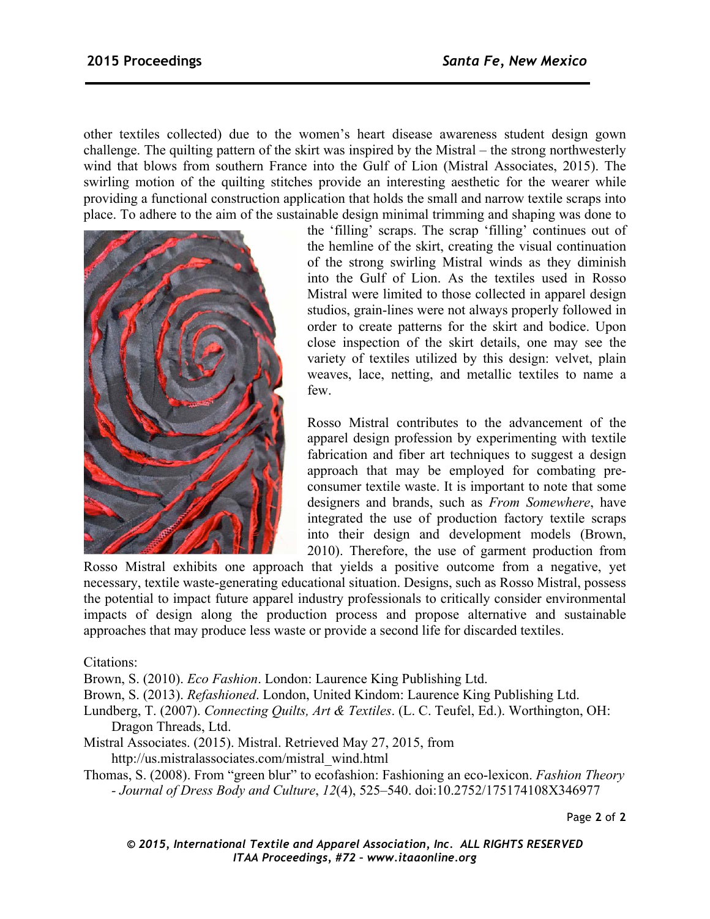other textiles collected) due to the women's heart disease awareness student design gown challenge. The quilting pattern of the skirt was inspired by the Mistral – the strong northwesterly wind that blows from southern France into the Gulf of Lion (Mistral Associates, 2015). The swirling motion of the quilting stitches provide an interesting aesthetic for the wearer while providing a functional construction application that holds the small and narrow textile scraps into place. To adhere to the aim of the sustainable design minimal trimming and shaping was done to the 'filling' scraps. The scrap 'filling' continues out of the hemline of the skirt, creating the visual continuation of the strong swirling Mistral winds as they diminish into the Gulf of Lion. As the textiles used in Rosso Mistral were limited to those collected in apparel design studios, grain-lines were not always properly followed in order to create patterns for the skirt and bodice. Upon close inspection of the skirt details, one may see the variety of textiles utilized by this design: velvet, plain weaves, lace, netting, and metallic textiles to name a few.

Rosso Mistral contributes to the advancement of the apparel design profession by experimenting with textile fabrication and fiber art techniques to suggest a design approach that may be employed for combating pre-consumer textile waste. It is important to note that some designers and brands, such as *From Somewhere*, have integrated the use of production factory textile scraps into their design and development models (Brown, 2010). Therefore, the use of garment production from Rosso Mistral exhibits one approach that yields a positive outcome from a negative, yet necessary, textile waste-generating educational situation. Designs, such as Rosso Mistral, possess the potential to impact future apparel industry professionals to critically consider environmental impacts of design along the production process and propose alternative and sustainable approaches that may produce less waste or provide a second life for discarded textiles.

Citations:

Brown, S. (2010). *Eco Fashion*. London: Laurence King Publishing Ltd.

Brown, S. (2013). *Refashioned*. London, United Kindom: Laurence King Publishing Ltd.

Lundberg, T. (2007). *Connecting Quilts, Art & Textiles*. (L. C. Teufel, Ed.). Worthington, OH: Dragon Threads, Ltd.

Mistral Associates. (2015). Mistral. Retrieved May 27, 2015, from http://us.mistralassociates.com/mistral_wind.html

Thomas, S. (2008). From "green blur" to ecofashion: Fashioning an eco-lexicon. *Fashion Theory - Journal of Dress Body and Culture*, *12*(4), 525–540. doi:10.2752/175174108X346977